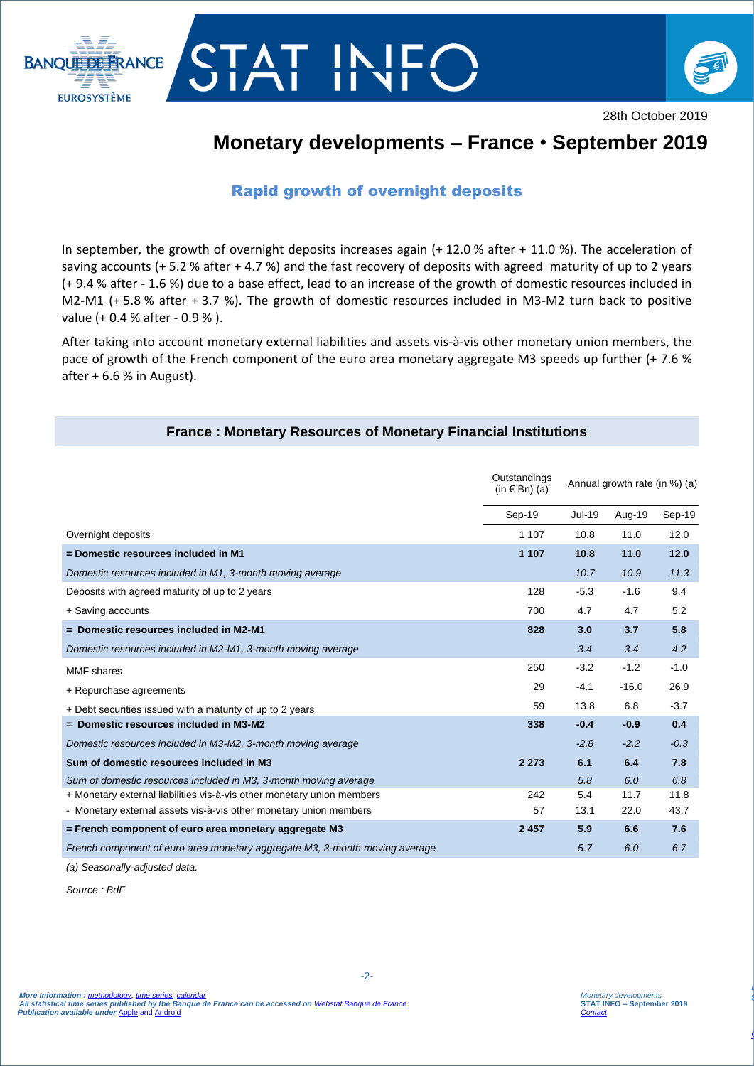BANQUE DE FRANCE
EUROSYSTÈME

# STAT INFO

28th October 2019

# Monetary developments – France • September 2019

## Rapid growth of overnight deposits

In september, the growth of overnight deposits increases again (+ 12.0 % after + 11.0 %). The acceleration of saving accounts (+ 5.2 % after + 4.7 %) and the fast recovery of deposits with agreed maturity of up to 2 years (+ 9.4 % after - 1.6 %) due to a base effect, lead to an increase of the growth of domestic resources included in M2-M1 (+ 5.8 % after + 3.7 %). The growth of domestic resources included in M3-M2 turn back to positive value (+ 0.4 % after - 0.9 % ).

After taking into account monetary external liabilities and assets vis-à-vis other monetary union members, the pace of growth of the French component of the euro area monetary aggregate M3 speeds up further (+ 7.6 % after + 6.6 % in August).

### France : Monetary Resources of Monetary Financial Institutions

| | Outstandings (in € Bn) (a) | Annual growth rate (in %) (a) | | |
|---|---|---|---|---|
| | Sep-19 | Jul-19 | Aug-19 | Sep-19 |
| Overnight deposits | 1 107 | 10.8 | 11.0 | 12.0 |
| **= Domestic resources included in M1** | **1 107** | **10.8** | **11.0** | **12.0** |
| *Domestic resources included in M1, 3-month moving average* | | *10.7* | *10.9* | *11.3* |
| Deposits with agreed maturity of up to 2 years | 128 | -5.3 | -1.6 | 9.4 |
| + Saving accounts | 700 | 4.7 | 4.7 | 5.2 |
| **= Domestic resources included in M2-M1** | **828** | **3.0** | **3.7** | **5.8** |
| *Domestic resources included in M2-M1, 3-month moving average* | | *3.4* | *3.4* | *4.2* |
| MMF shares | 250 | -3.2 | -1.2 | -1.0 |
| + Repurchase agreements | 29 | -4.1 | -16.0 | 26.9 |
| + Debt securities issued with a maturity of up to 2 years | 59 | 13.8 | 6.8 | -3.7 |
| **= Domestic resources included in M3-M2** | **338** | **-0.4** | **-0.9** | **0.4** |
| *Domestic resources included in M3-M2, 3-month moving average* | | *-2.8* | *-2.2* | *-0.3* |
| **Sum of domestic resources included in M3** | **2 273** | **6.1** | **6.4** | **7.8** |
| *Sum of domestic resources included in M3, 3-month moving average* | | *5.8* | *6.0* | *6.8* |
| + Monetary external liabilities vis-à-vis other monetary union members | 242 | 5.4 | 11.7 | 11.8 |
| - Monetary external assets vis-à-vis other monetary union members | 57 | 13.1 | 22.0 | 43.7 |
| **= French component of euro area monetary aggregate M3** | **2 457** | **5.9** | **6.6** | **7.6** |
| *French component of euro area monetary aggregate M3, 3-month moving average* | | *5.7* | *6.0* | *6.7* |

*(a) Seasonally-adjusted data.*

*Source : BdF*

*More information : methodology, time series, calendar*
*All statistical time series published by the Banque de France can be accessed on Webstat Banque de France*
*Publication available under Apple and Android*

*Monetary developments*
**STAT INFO – September 2019**
*Contact*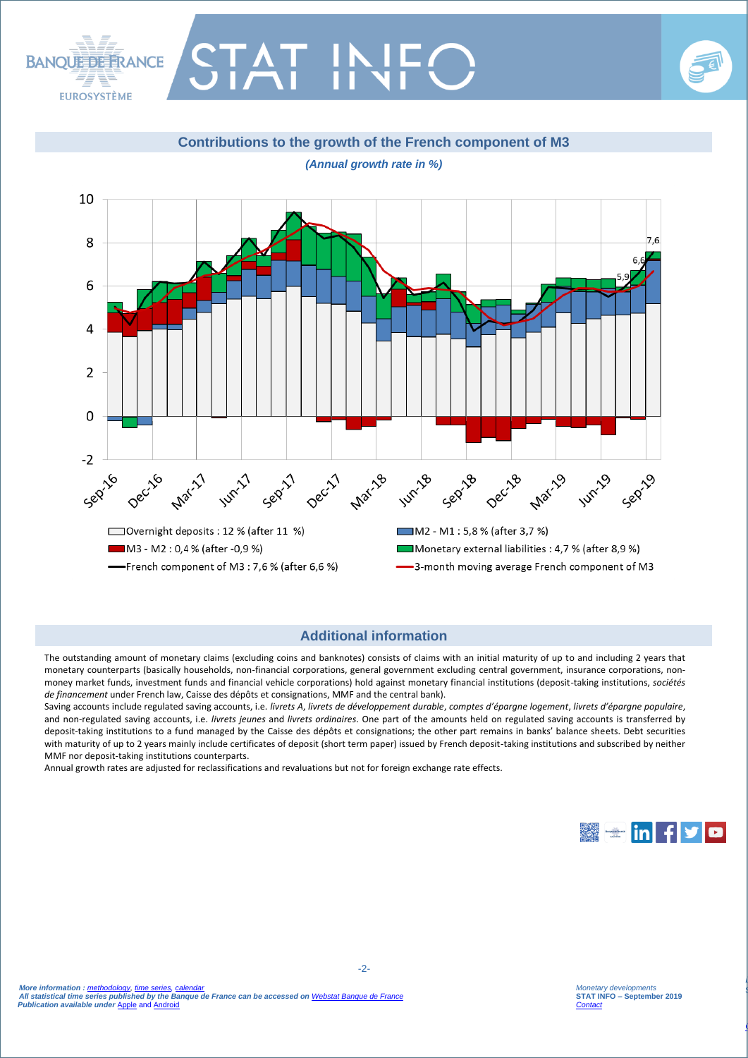## Contributions to the growth of the French component of M3

*(Annual growth rate in %)*

10
8
6
4
2
0
-2

7,6
6,6
5,9

Sep-16 Dec-16 Mar-17 Jun-17 Sep-17 Dec-17 Mar-18 Jun-18 Sep-18 Dec-18 Mar-19 Jun-19 Sep-19

Overnight deposits : 12 % (after 11 %)
M2 - M1 : 5,8 % (after 3,7 %)
M3 - M2 : 0,4 % (after -0,9 %)
Monetary external liabilities : 4,7 % (after 8,9 %)
French component of M3 : 7,6 % (after 6,6 %)
3-month moving average French component of M3

## Additional information

The outstanding amount of monetary claims (excluding coins and banknotes) consists of claims with an initial maturity of up to and including 2 years that monetary counterparts (basically households, non-financial corporations, general government excluding central government, insurance corporations, non-money market funds, investment funds and financial vehicle corporations) hold against monetary financial institutions (deposit-taking institutions, *sociétés de financement* under French law, Caisse des dépôts et consignations, MMF and the central bank).

Saving accounts include regulated saving accounts, i.e. *livrets A*, *livrets de développement durable*, *comptes d'épargne logement*, *livrets d'épargne populaire*, and non-regulated saving accounts, i.e. *livrets jeunes* and *livrets ordinaires*. One part of the amounts held on regulated saving accounts is transferred by deposit-taking institutions to a fund managed by the Caisse des dépôts et consignations; the other part remains in banks' balance sheets. Debt securities with maturity of up to 2 years mainly include certificates of deposit (short term paper) issued by French deposit-taking institutions and subscribed by neither MMF nor deposit-taking institutions counterparts.

Annual growth rates are adjusted for reclassifications and revaluations but not for foreign exchange rate effects.